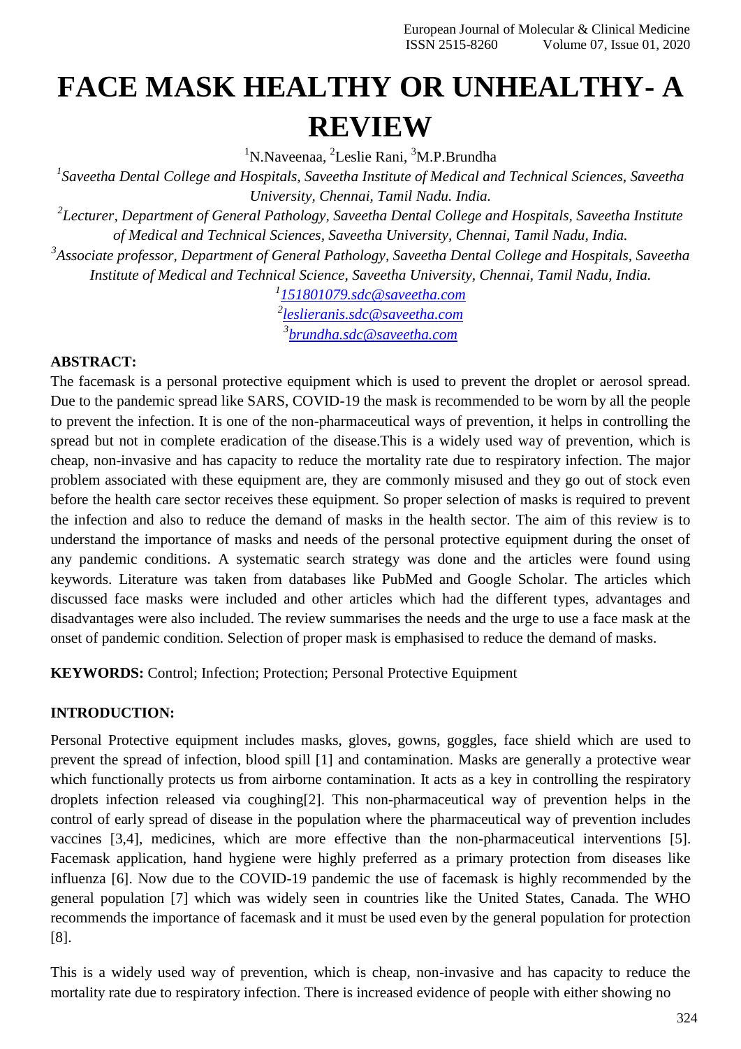# FACE MASK HEALTHY OR UNHEALTHY- A REVIEW

[1]N.Naveenaa, [2]Leslie Rani, [3]M.P.Brundha

[1]*Saveetha Dental College and Hospitals, Saveetha Institute of Medical and Technical Sciences, Saveetha University, Chennai, Tamil Nadu. India.*

[2]*Lecturer, Department of General Pathology, Saveetha Dental College and Hospitals, Saveetha Institute of Medical and Technical Sciences, Saveetha University, Chennai, Tamil Nadu, India.*

[3]*Associate professor, Department of General Pathology, Saveetha Dental College and Hospitals, Saveetha Institute of Medical and Technical Science, Saveetha University, Chennai, Tamil Nadu, India.*

[1]*151801079.sdc@saveetha.com*

[2]*leslieranis.sdc@saveetha.com*

[3]*brundha.sdc@saveetha.com*

**ABSTRACT:**

The facemask is a personal protective equipment which is used to prevent the droplet or aerosol spread. Due to the pandemic spread like SARS, COVID-19 the mask is recommended to be worn by all the people to prevent the infection. It is one of the non-pharmaceutical ways of prevention, it helps in controlling the spread but not in complete eradication of the disease.This is a widely used way of prevention, which is cheap, non-invasive and has capacity to reduce the mortality rate due to respiratory infection. The major problem associated with these equipment are, they are commonly misused and they go out of stock even before the health care sector receives these equipment. So proper selection of masks is required to prevent the infection and also to reduce the demand of masks in the health sector. The aim of this review is to understand the importance of masks and needs of the personal protective equipment during the onset of any pandemic conditions. A systematic search strategy was done and the articles were found using keywords. Literature was taken from databases like PubMed and Google Scholar. The articles which discussed face masks were included and other articles which had the different types, advantages and disadvantages were also included. The review summarises the needs and the urge to use a face mask at the onset of pandemic condition. Selection of proper mask is emphasised to reduce the demand of masks.

**KEYWORDS:** Control; Infection; Protection; Personal Protective Equipment

**INTRODUCTION:**

Personal Protective equipment includes masks, gloves, gowns, goggles, face shield which are used to prevent the spread of infection, blood spill [1] and contamination. Masks are generally a protective wear which functionally protects us from airborne contamination. It acts as a key in controlling the respiratory droplets infection released via coughing[2]. This non-pharmaceutical way of prevention helps in the control of early spread of disease in the population where the pharmaceutical way of prevention includes vaccines [3,4], medicines, which are more effective than the non-pharmaceutical interventions [5]. Facemask application, hand hygiene were highly preferred as a primary protection from diseases like influenza [6]. Now due to the COVID-19 pandemic the use of facemask is highly recommended by the general population [7] which was widely seen in countries like the United States, Canada. The WHO recommends the importance of facemask and it must be used even by the general population for protection [8].

This is a widely used way of prevention, which is cheap, non-invasive and has capacity to reduce the mortality rate due to respiratory infection. There is increased evidence of people with either showing no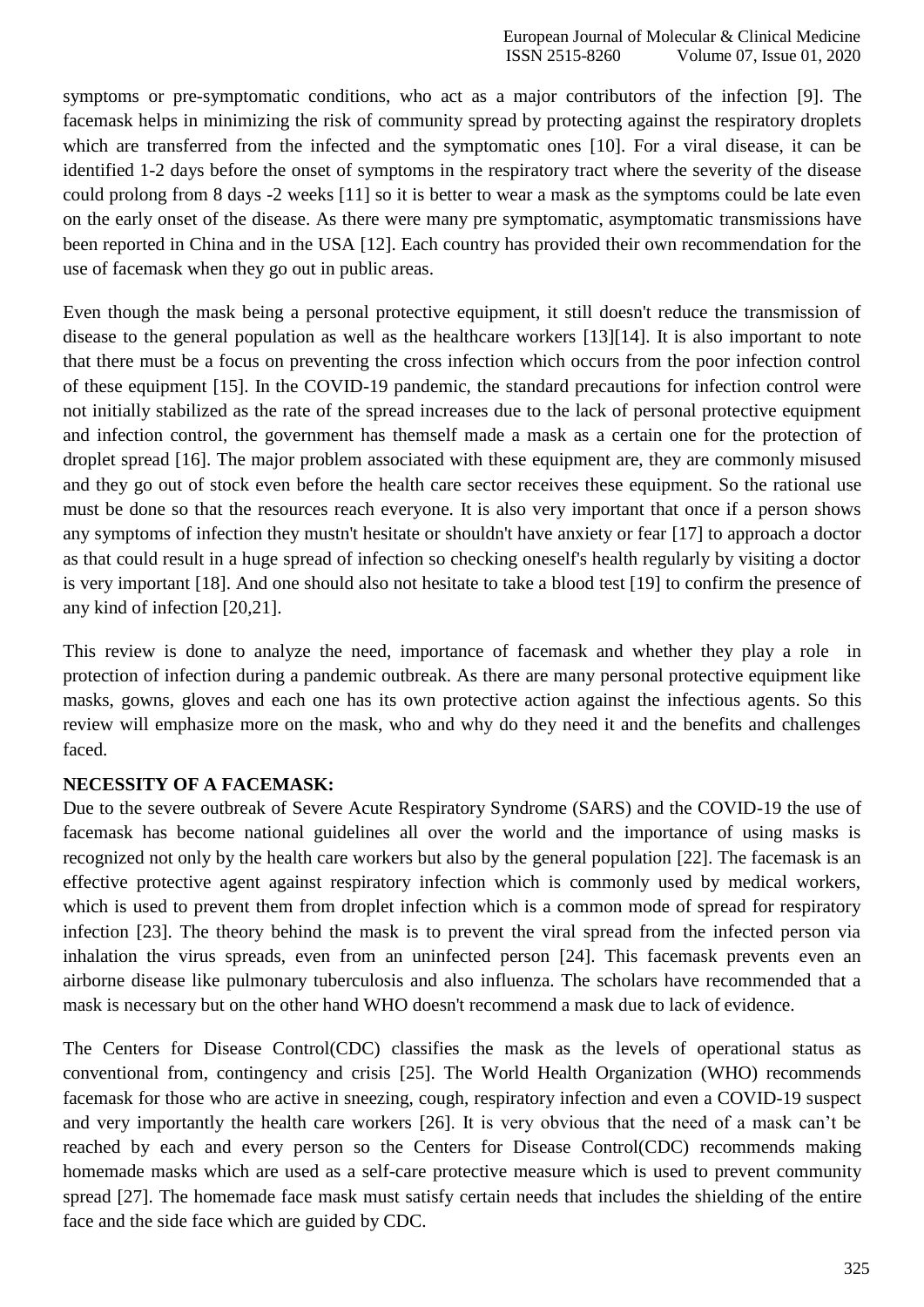symptoms or pre-symptomatic conditions, who act as a major contributors of the infection [9]. The facemask helps in minimizing the risk of community spread by protecting against the respiratory droplets which are transferred from the infected and the symptomatic ones [10]. For a viral disease, it can be identified 1-2 days before the onset of symptoms in the respiratory tract where the severity of the disease could prolong from 8 days -2 weeks [11] so it is better to wear a mask as the symptoms could be late even on the early onset of the disease. As there were many pre symptomatic, asymptomatic transmissions have been reported in China and in the USA [12]. Each country has provided their own recommendation for the use of facemask when they go out in public areas.

Even though the mask being a personal protective equipment, it still doesn't reduce the transmission of disease to the general population as well as the healthcare workers [13][14]. It is also important to note that there must be a focus on preventing the cross infection which occurs from the poor infection control of these equipment [15]. In the COVID-19 pandemic, the standard precautions for infection control were not initially stabilized as the rate of the spread increases due to the lack of personal protective equipment and infection control, the government has themself made a mask as a certain one for the protection of droplet spread [16]. The major problem associated with these equipment are, they are commonly misused and they go out of stock even before the health care sector receives these equipment. So the rational use must be done so that the resources reach everyone. It is also very important that once if a person shows any symptoms of infection they mustn't hesitate or shouldn't have anxiety or fear [17] to approach a doctor as that could result in a huge spread of infection so checking oneself's health regularly by visiting a doctor is very important [18]. And one should also not hesitate to take a blood test [19] to confirm the presence of any kind of infection [20,21].

This review is done to analyze the need, importance of facemask and whether they play a role in protection of infection during a pandemic outbreak. As there are many personal protective equipment like masks, gowns, gloves and each one has its own protective action against the infectious agents. So this review will emphasize more on the mask, who and why do they need it and the benefits and challenges faced.

## NECESSITY OF A FACEMASK:

Due to the severe outbreak of Severe Acute Respiratory Syndrome (SARS) and the COVID-19 the use of facemask has become national guidelines all over the world and the importance of using masks is recognized not only by the health care workers but also by the general population [22]. The facemask is an effective protective agent against respiratory infection which is commonly used by medical workers, which is used to prevent them from droplet infection which is a common mode of spread for respiratory infection [23]. The theory behind the mask is to prevent the viral spread from the infected person via inhalation the virus spreads, even from an uninfected person [24]. This facemask prevents even an airborne disease like pulmonary tuberculosis and also influenza. The scholars have recommended that a mask is necessary but on the other hand WHO doesn't recommend a mask due to lack of evidence.

The Centers for Disease Control(CDC) classifies the mask as the levels of operational status as conventional from, contingency and crisis [25]. The World Health Organization (WHO) recommends facemask for those who are active in sneezing, cough, respiratory infection and even a COVID-19 suspect and very importantly the health care workers [26]. It is very obvious that the need of a mask can't be reached by each and every person so the Centers for Disease Control(CDC) recommends making homemade masks which are used as a self-care protective measure which is used to prevent community spread [27]. The homemade face mask must satisfy certain needs that includes the shielding of the entire face and the side face which are guided by CDC.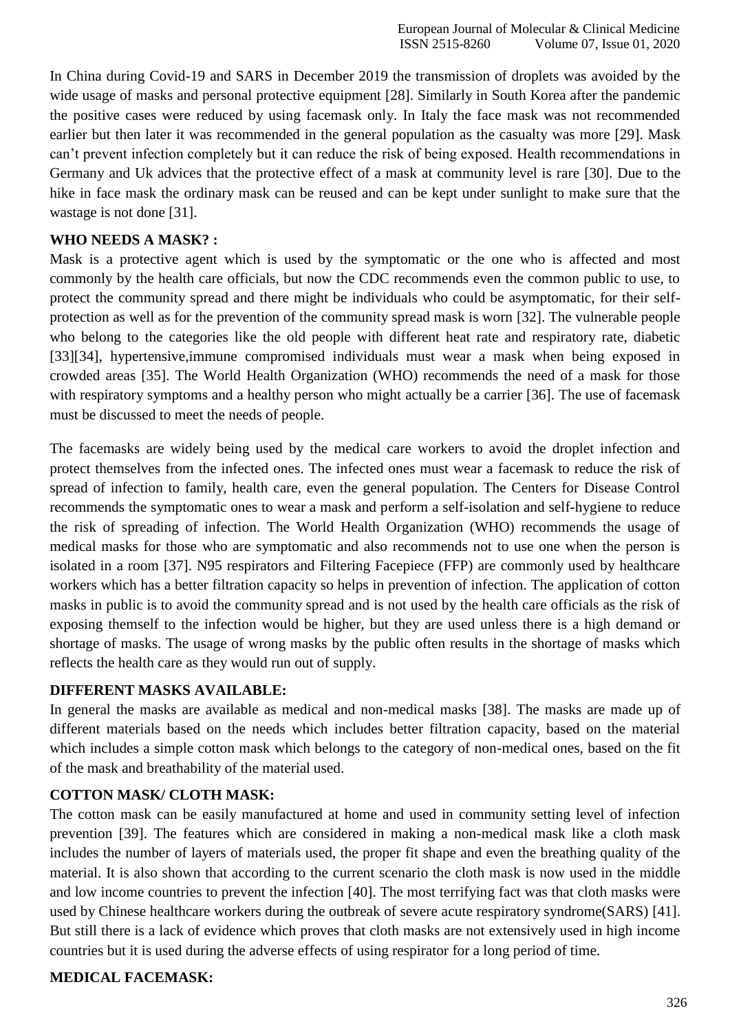In China during Covid-19 and SARS in December 2019 the transmission of droplets was avoided by the wide usage of masks and personal protective equipment [28]. Similarly in South Korea after the pandemic the positive cases were reduced by using facemask only. In Italy the face mask was not recommended earlier but then later it was recommended in the general population as the casualty was more [29]. Mask can't prevent infection completely but it can reduce the risk of being exposed. Health recommendations in Germany and Uk advices that the protective effect of a mask at community level is rare [30]. Due to the hike in face mask the ordinary mask can be reused and can be kept under sunlight to make sure that the wastage is not done [31].

## WHO NEEDS A MASK? :

Mask is a protective agent which is used by the symptomatic or the one who is affected and most commonly by the health care officials, but now the CDC recommends even the common public to use, to protect the community spread and there might be individuals who could be asymptomatic, for their self-protection as well as for the prevention of the community spread mask is worn [32]. The vulnerable people who belong to the categories like the old people with different heat rate and respiratory rate, diabetic [33][34], hypertensive,immune compromised individuals must wear a mask when being exposed in crowded areas [35]. The World Health Organization (WHO) recommends the need of a mask for those with respiratory symptoms and a healthy person who might actually be a carrier [36]. The use of facemask must be discussed to meet the needs of people.

The facemasks are widely being used by the medical care workers to avoid the droplet infection and protect themselves from the infected ones. The infected ones must wear a facemask to reduce the risk of spread of infection to family, health care, even the general population. The Centers for Disease Control recommends the symptomatic ones to wear a mask and perform a self-isolation and self-hygiene to reduce the risk of spreading of infection. The World Health Organization (WHO) recommends the usage of medical masks for those who are symptomatic and also recommends not to use one when the person is isolated in a room [37]. N95 respirators and Filtering Facepiece (FFP) are commonly used by healthcare workers which has a better filtration capacity so helps in prevention of infection. The application of cotton masks in public is to avoid the community spread and is not used by the health care officials as the risk of exposing themself to the infection would be higher, but they are used unless there is a high demand or shortage of masks. The usage of wrong masks by the public often results in the shortage of masks which reflects the health care as they would run out of supply.

## DIFFERENT MASKS AVAILABLE:

In general the masks are available as medical and non-medical masks [38]. The masks are made up of different materials based on the needs which includes better filtration capacity, based on the material which includes a simple cotton mask which belongs to the category of non-medical ones, based on the fit of the mask and breathability of the material used.

## COTTON MASK/ CLOTH MASK:

The cotton mask can be easily manufactured at home and used in community setting level of infection prevention [39]. The features which are considered in making a non-medical mask like a cloth mask includes the number of layers of materials used, the proper fit shape and even the breathing quality of the material. It is also shown that according to the current scenario the cloth mask is now used in the middle and low income countries to prevent the infection [40]. The most terrifying fact was that cloth masks were used by Chinese healthcare workers during the outbreak of severe acute respiratory syndrome(SARS) [41]. But still there is a lack of evidence which proves that cloth masks are not extensively used in high income countries but it is used during the adverse effects of using respirator for a long period of time.

## MEDICAL FACEMASK: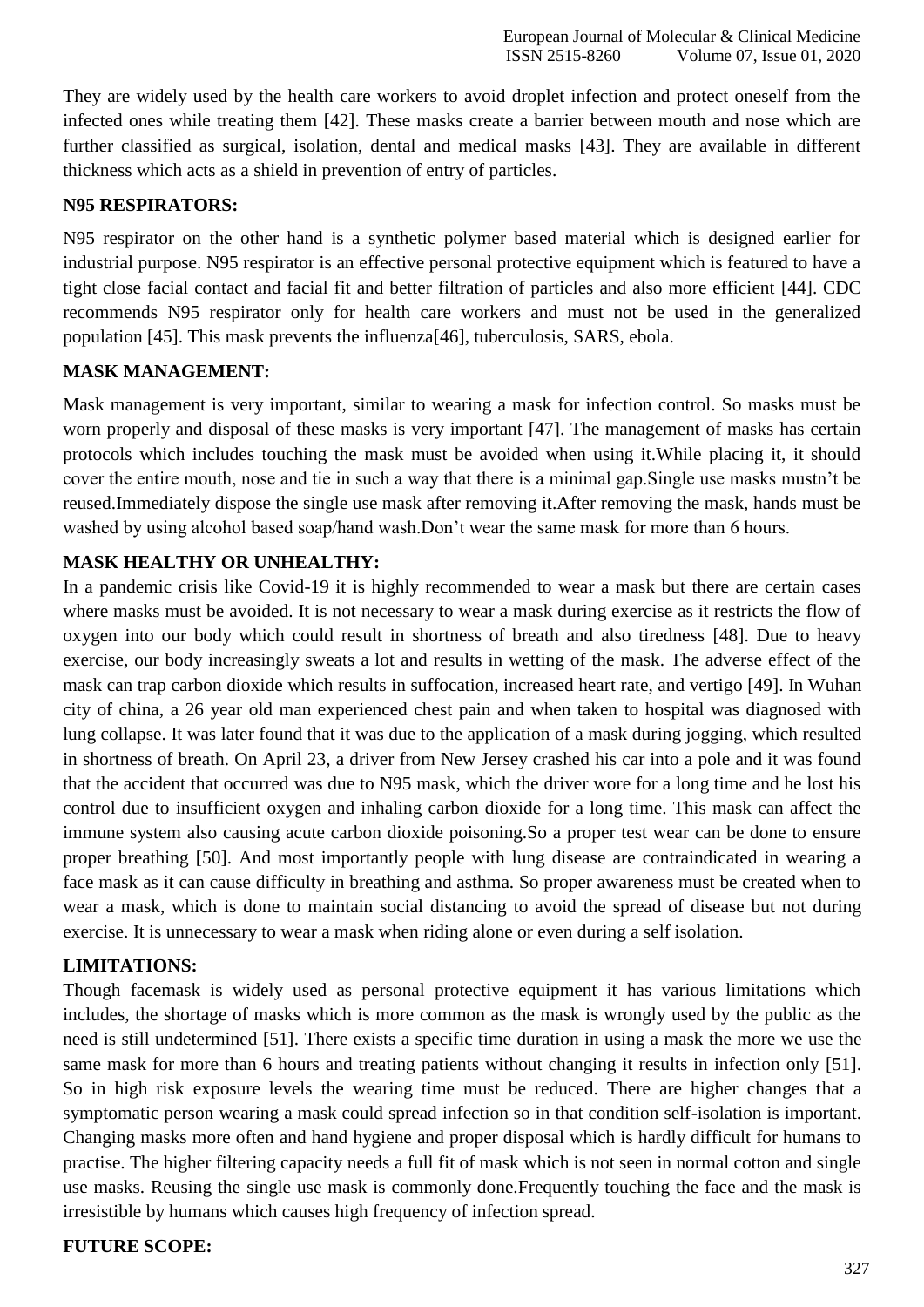They are widely used by the health care workers to avoid droplet infection and protect oneself from the infected ones while treating them [42]. These masks create a barrier between mouth and nose which are further classified as surgical, isolation, dental and medical masks [43]. They are available in different thickness which acts as a shield in prevention of entry of particles.

## N95 RESPIRATORS:

N95 respirator on the other hand is a synthetic polymer based material which is designed earlier for industrial purpose. N95 respirator is an effective personal protective equipment which is featured to have a tight close facial contact and facial fit and better filtration of particles and also more efficient [44]. CDC recommends N95 respirator only for health care workers and must not be used in the generalized population [45]. This mask prevents the influenza[46], tuberculosis, SARS, ebola.

## MASK MANAGEMENT:

Mask management is very important, similar to wearing a mask for infection control. So masks must be worn properly and disposal of these masks is very important [47]. The management of masks has certain protocols which includes touching the mask must be avoided when using it.While placing it, it should cover the entire mouth, nose and tie in such a way that there is a minimal gap.Single use masks mustn't be reused.Immediately dispose the single use mask after removing it.After removing the mask, hands must be washed by using alcohol based soap/hand wash.Don't wear the same mask for more than 6 hours.

## MASK HEALTHY OR UNHEALTHY:

In a pandemic crisis like Covid-19 it is highly recommended to wear a mask but there are certain cases where masks must be avoided. It is not necessary to wear a mask during exercise as it restricts the flow of oxygen into our body which could result in shortness of breath and also tiredness [48]. Due to heavy exercise, our body increasingly sweats a lot and results in wetting of the mask. The adverse effect of the mask can trap carbon dioxide which results in suffocation, increased heart rate, and vertigo [49]. In Wuhan city of china, a 26 year old man experienced chest pain and when taken to hospital was diagnosed with lung collapse. It was later found that it was due to the application of a mask during jogging, which resulted in shortness of breath. On April 23, a driver from New Jersey crashed his car into a pole and it was found that the accident that occurred was due to N95 mask, which the driver wore for a long time and he lost his control due to insufficient oxygen and inhaling carbon dioxide for a long time. This mask can affect the immune system also causing acute carbon dioxide poisoning.So a proper test wear can be done to ensure proper breathing [50]. And most importantly people with lung disease are contraindicated in wearing a face mask as it can cause difficulty in breathing and asthma. So proper awareness must be created when to wear a mask, which is done to maintain social distancing to avoid the spread of disease but not during exercise. It is unnecessary to wear a mask when riding alone or even during a self isolation.

## LIMITATIONS:

Though facemask is widely used as personal protective equipment it has various limitations which includes, the shortage of masks which is more common as the mask is wrongly used by the public as the need is still undetermined [51]. There exists a specific time duration in using a mask the more we use the same mask for more than 6 hours and treating patients without changing it results in infection only [51]. So in high risk exposure levels the wearing time must be reduced. There are higher changes that a symptomatic person wearing a mask could spread infection so in that condition self-isolation is important. Changing masks more often and hand hygiene and proper disposal which is hardly difficult for humans to practise. The higher filtering capacity needs a full fit of mask which is not seen in normal cotton and single use masks. Reusing the single use mask is commonly done.Frequently touching the face and the mask is irresistible by humans which causes high frequency of infection spread.

## FUTURE SCOPE: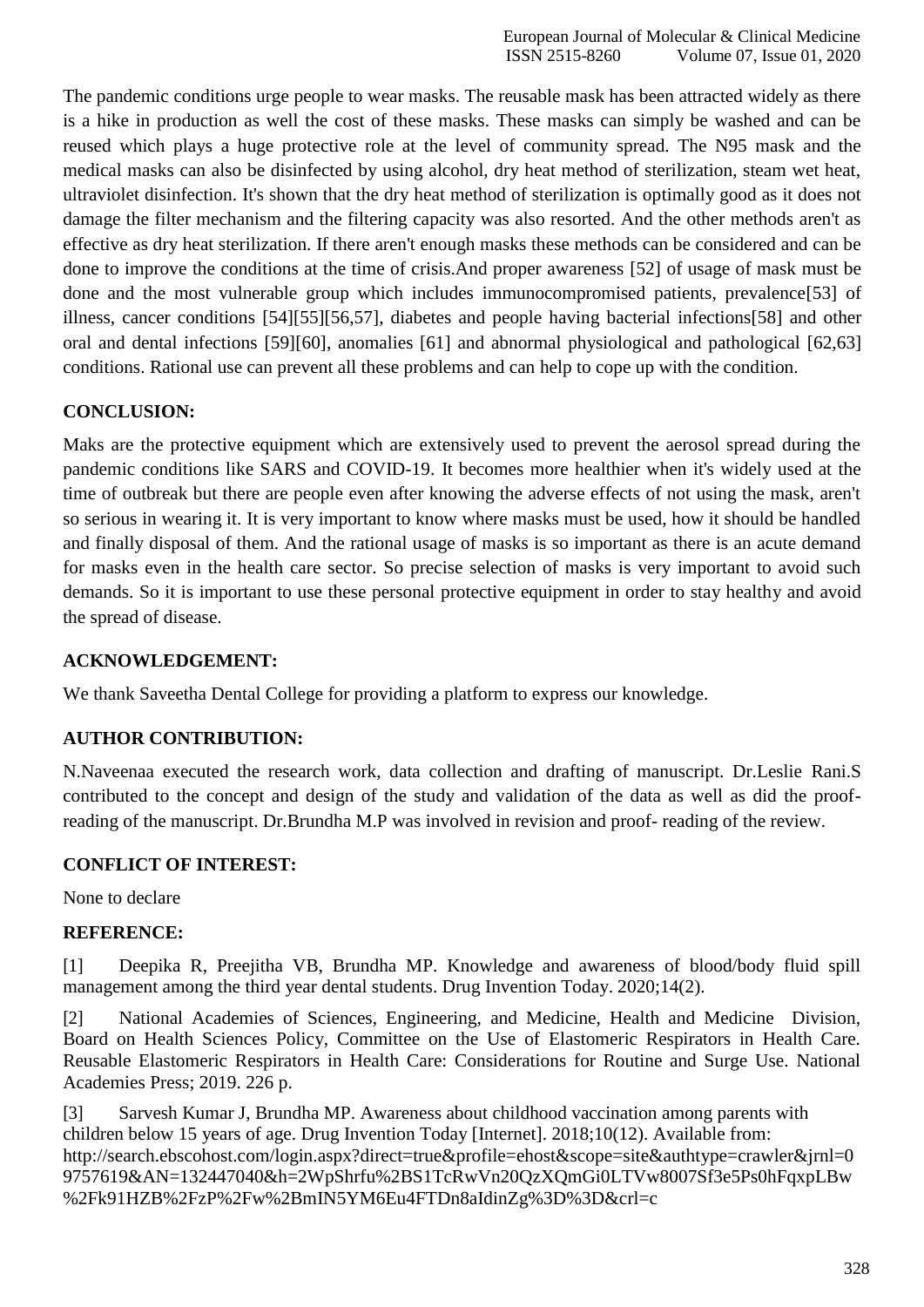The pandemic conditions urge people to wear masks. The reusable mask has been attracted widely as there is a hike in production as well the cost of these masks. These masks can simply be washed and can be reused which plays a huge protective role at the level of community spread. The N95 mask and the medical masks can also be disinfected by using alcohol, dry heat method of sterilization, steam wet heat, ultraviolet disinfection. It's shown that the dry heat method of sterilization is optimally good as it does not damage the filter mechanism and the filtering capacity was also resorted. And the other methods aren't as effective as dry heat sterilization. If there aren't enough masks these methods can be considered and can be done to improve the conditions at the time of crisis.And proper awareness [52] of usage of mask must be done and the most vulnerable group which includes immunocompromised patients, prevalence[53] of illness, cancer conditions [54][55][56,57], diabetes and people having bacterial infections[58] and other oral and dental infections [59][60], anomalies [61] and abnormal physiological and pathological [62,63] conditions. Rational use can prevent all these problems and can help to cope up with the condition.

## CONCLUSION:

Maks are the protective equipment which are extensively used to prevent the aerosol spread during the pandemic conditions like SARS and COVID-19. It becomes more healthier when it's widely used at the time of outbreak but there are people even after knowing the adverse effects of not using the mask, aren't so serious in wearing it. It is very important to know where masks must be used, how it should be handled and finally disposal of them. And the rational usage of masks is so important as there is an acute demand for masks even in the health care sector. So precise selection of masks is very important to avoid such demands. So it is important to use these personal protective equipment in order to stay healthy and avoid the spread of disease.

## ACKNOWLEDGEMENT:

We thank Saveetha Dental College for providing a platform to express our knowledge.

## AUTHOR CONTRIBUTION:

N.Naveenaa executed the research work, data collection and drafting of manuscript. Dr.Leslie Rani.S contributed to the concept and design of the study and validation of the data as well as did the proof-reading of the manuscript. Dr.Brundha M.P was involved in revision and proof- reading of the review.

## CONFLICT OF INTEREST:

None to declare

## REFERENCE:

[1] Deepika R, Preejitha VB, Brundha MP. Knowledge and awareness of blood/body fluid spill management among the third year dental students. Drug Invention Today. 2020;14(2).

[2] National Academies of Sciences, Engineering, and Medicine, Health and Medicine Division, Board on Health Sciences Policy, Committee on the Use of Elastomeric Respirators in Health Care. Reusable Elastomeric Respirators in Health Care: Considerations for Routine and Surge Use. National Academies Press; 2019. 226 p.

[3] Sarvesh Kumar J, Brundha MP. Awareness about childhood vaccination among parents with children below 15 years of age. Drug Invention Today [Internet]. 2018;10(12). Available from: http://search.ebscohost.com/login.aspx?direct=true&profile=ehost&scope=site&authtype=crawler&jrnl=09757619&AN=132447040&h=2WpShrfu%2BS1TcRwVn20QzXQmGi0LTVw8007Sf3e5Ps0hFqxpLBw%2Fk91HZB%2FzP%2Fw%2BmIN5YM6Eu4FTDn8aIdinZg%3D%3D&crl=c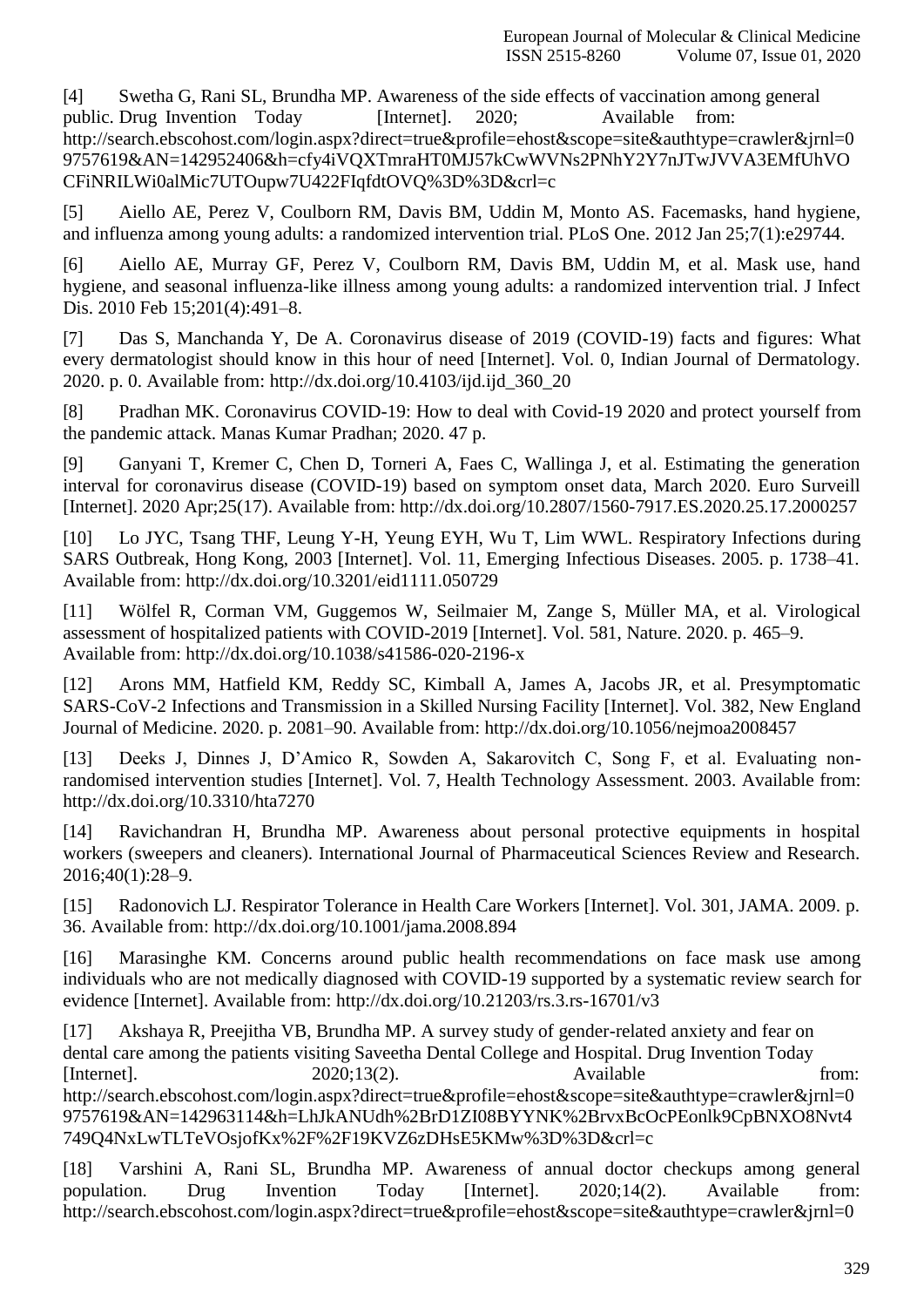[4] Swetha G, Rani SL, Brundha MP. Awareness of the side effects of vaccination among general public. Drug Invention Today [Internet]. 2020; Available from: http://search.ebscohost.com/login.aspx?direct=true&profile=ehost&scope=site&authtype=crawler&jrnl=09757619&AN=142952406&h=cfy4iVQXTmraHT0MJ57kCwWVNs2PNhY2Y7nJTwJVVA3EMfUhVOCFiNRILWi0alMic7UTOupw7U422FIqfdtOVQ%3D%3D&crl=c

[5] Aiello AE, Perez V, Coulborn RM, Davis BM, Uddin M, Monto AS. Facemasks, hand hygiene, and influenza among young adults: a randomized intervention trial. PLoS One. 2012 Jan 25;7(1):e29744.

[6] Aiello AE, Murray GF, Perez V, Coulborn RM, Davis BM, Uddin M, et al. Mask use, hand hygiene, and seasonal influenza-like illness among young adults: a randomized intervention trial. J Infect Dis. 2010 Feb 15;201(4):491–8.

[7] Das S, Manchanda Y, De A. Coronavirus disease of 2019 (COVID-19) facts and figures: What every dermatologist should know in this hour of need [Internet]. Vol. 0, Indian Journal of Dermatology. 2020. p. 0. Available from: http://dx.doi.org/10.4103/ijd.ijd_360_20

[8] Pradhan MK. Coronavirus COVID-19: How to deal with Covid-19 2020 and protect yourself from the pandemic attack. Manas Kumar Pradhan; 2020. 47 p.

[9] Ganyani T, Kremer C, Chen D, Torneri A, Faes C, Wallinga J, et al. Estimating the generation interval for coronavirus disease (COVID-19) based on symptom onset data, March 2020. Euro Surveill [Internet]. 2020 Apr;25(17). Available from: http://dx.doi.org/10.2807/1560-7917.ES.2020.25.17.2000257

[10] Lo JYC, Tsang THF, Leung Y-H, Yeung EYH, Wu T, Lim WWL. Respiratory Infections during SARS Outbreak, Hong Kong, 2003 [Internet]. Vol. 11, Emerging Infectious Diseases. 2005. p. 1738–41. Available from: http://dx.doi.org/10.3201/eid1111.050729

[11] Wölfel R, Corman VM, Guggemos W, Seilmaier M, Zange S, Müller MA, et al. Virological assessment of hospitalized patients with COVID-2019 [Internet]. Vol. 581, Nature. 2020. p. 465–9. Available from: http://dx.doi.org/10.1038/s41586-020-2196-x

[12] Arons MM, Hatfield KM, Reddy SC, Kimball A, James A, Jacobs JR, et al. Presymptomatic SARS-CoV-2 Infections and Transmission in a Skilled Nursing Facility [Internet]. Vol. 382, New England Journal of Medicine. 2020. p. 2081–90. Available from: http://dx.doi.org/10.1056/nejmoa2008457

[13] Deeks J, Dinnes J, D'Amico R, Sowden A, Sakarovitch C, Song F, et al. Evaluating non-randomised intervention studies [Internet]. Vol. 7, Health Technology Assessment. 2003. Available from: http://dx.doi.org/10.3310/hta7270

[14] Ravichandran H, Brundha MP. Awareness about personal protective equipments in hospital workers (sweepers and cleaners). International Journal of Pharmaceutical Sciences Review and Research. 2016;40(1):28–9.

[15] Radonovich LJ. Respirator Tolerance in Health Care Workers [Internet]. Vol. 301, JAMA. 2009. p. 36. Available from: http://dx.doi.org/10.1001/jama.2008.894

[16] Marasinghe KM. Concerns around public health recommendations on face mask use among individuals who are not medically diagnosed with COVID-19 supported by a systematic review search for evidence [Internet]. Available from: http://dx.doi.org/10.21203/rs.3.rs-16701/v3

[17] Akshaya R, Preejitha VB, Brundha MP. A survey study of gender-related anxiety and fear on dental care among the patients visiting Saveetha Dental College and Hospital. Drug Invention Today [Internet]. 2020;13(2). Available from: http://search.ebscohost.com/login.aspx?direct=true&profile=ehost&scope=site&authtype=crawler&jrnl=09757619&AN=142963114&h=LhJkANUdh%2BrD1ZI08BYYNK%2BrvxBcOcPEonlk9CpBNXO8Nvt4749Q4NxLwTLTeVOsjofKx%2F%2F19KVZ6zDHsE5KMw%3D%3D&crl=c

[18] Varshini A, Rani SL, Brundha MP. Awareness of annual doctor checkups among general population. Drug Invention Today [Internet]. 2020;14(2). Available from: http://search.ebscohost.com/login.aspx?direct=true&profile=ehost&scope=site&authtype=crawler&jrnl=0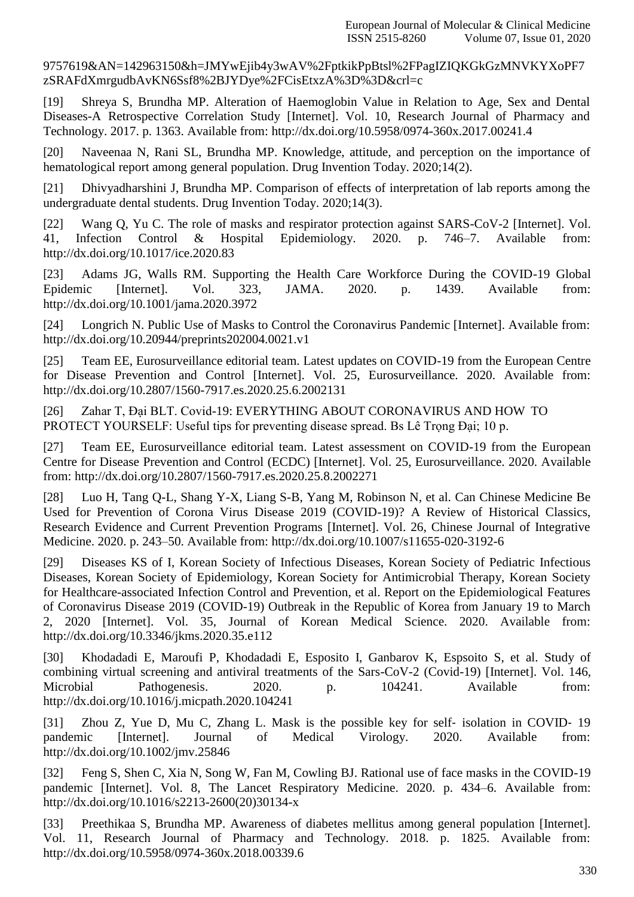9757619&AN=142963150&h=JMYwEjib4y3wAV%2FptkikPpBtsl%2FPagIZIQKGkGzMNVKYXoPF7zSRAFdXmrgudbAvKN6Ssf8%2BJYDye%2FCisEtxzA%3D%3D&crl=c

[19] Shreya S, Brundha MP. Alteration of Haemoglobin Value in Relation to Age, Sex and Dental Diseases-A Retrospective Correlation Study [Internet]. Vol. 10, Research Journal of Pharmacy and Technology. 2017. p. 1363. Available from: http://dx.doi.org/10.5958/0974-360x.2017.00241.4

[20] Naveenaa N, Rani SL, Brundha MP. Knowledge, attitude, and perception on the importance of hematological report among general population. Drug Invention Today. 2020;14(2).

[21] Dhivyadharshini J, Brundha MP. Comparison of effects of interpretation of lab reports among the undergraduate dental students. Drug Invention Today. 2020;14(3).

[22] Wang Q, Yu C. The role of masks and respirator protection against SARS-CoV-2 [Internet]. Vol. 41, Infection Control & Hospital Epidemiology. 2020. p. 746–7. Available from: http://dx.doi.org/10.1017/ice.2020.83

[23] Adams JG, Walls RM. Supporting the Health Care Workforce During the COVID-19 Global Epidemic [Internet]. Vol. 323, JAMA. 2020. p. 1439. Available from: http://dx.doi.org/10.1001/jama.2020.3972

[24] Longrich N. Public Use of Masks to Control the Coronavirus Pandemic [Internet]. Available from: http://dx.doi.org/10.20944/preprints202004.0021.v1

[25] Team EE, Eurosurveillance editorial team. Latest updates on COVID-19 from the European Centre for Disease Prevention and Control [Internet]. Vol. 25, Eurosurveillance. 2020. Available from: http://dx.doi.org/10.2807/1560-7917.es.2020.25.6.2002131

[26] Zahar T, Đại BLT. Covid-19: EVERYTHING ABOUT CORONAVIRUS AND HOW TO PROTECT YOURSELF: Useful tips for preventing disease spread. Bs Lê Trọng Đại; 10 p.

[27] Team EE, Eurosurveillance editorial team. Latest assessment on COVID-19 from the European Centre for Disease Prevention and Control (ECDC) [Internet]. Vol. 25, Eurosurveillance. 2020. Available from: http://dx.doi.org/10.2807/1560-7917.es.2020.25.8.2002271

[28] Luo H, Tang Q-L, Shang Y-X, Liang S-B, Yang M, Robinson N, et al. Can Chinese Medicine Be Used for Prevention of Corona Virus Disease 2019 (COVID-19)? A Review of Historical Classics, Research Evidence and Current Prevention Programs [Internet]. Vol. 26, Chinese Journal of Integrative Medicine. 2020. p. 243–50. Available from: http://dx.doi.org/10.1007/s11655-020-3192-6

[29] Diseases KS of I, Korean Society of Infectious Diseases, Korean Society of Pediatric Infectious Diseases, Korean Society of Epidemiology, Korean Society for Antimicrobial Therapy, Korean Society for Healthcare-associated Infection Control and Prevention, et al. Report on the Epidemiological Features of Coronavirus Disease 2019 (COVID-19) Outbreak in the Republic of Korea from January 19 to March 2, 2020 [Internet]. Vol. 35, Journal of Korean Medical Science. 2020. Available from: http://dx.doi.org/10.3346/jkms.2020.35.e112

[30] Khodadadi E, Maroufi P, Khodadadi E, Esposito I, Ganbarov K, Espsoito S, et al. Study of combining virtual screening and antiviral treatments of the Sars-CoV-2 (Covid-19) [Internet]. Vol. 146, Microbial Pathogenesis. 2020. p. 104241. Available from: http://dx.doi.org/10.1016/j.micpath.2020.104241

[31] Zhou Z, Yue D, Mu C, Zhang L. Mask is the possible key for self- isolation in COVID- 19 pandemic [Internet]. Journal of Medical Virology. 2020. Available from: http://dx.doi.org/10.1002/jmv.25846

[32] Feng S, Shen C, Xia N, Song W, Fan M, Cowling BJ. Rational use of face masks in the COVID-19 pandemic [Internet]. Vol. 8, The Lancet Respiratory Medicine. 2020. p. 434–6. Available from: http://dx.doi.org/10.1016/s2213-2600(20)30134-x

[33] Preethikaa S, Brundha MP. Awareness of diabetes mellitus among general population [Internet]. Vol. 11, Research Journal of Pharmacy and Technology. 2018. p. 1825. Available from: http://dx.doi.org/10.5958/0974-360x.2018.00339.6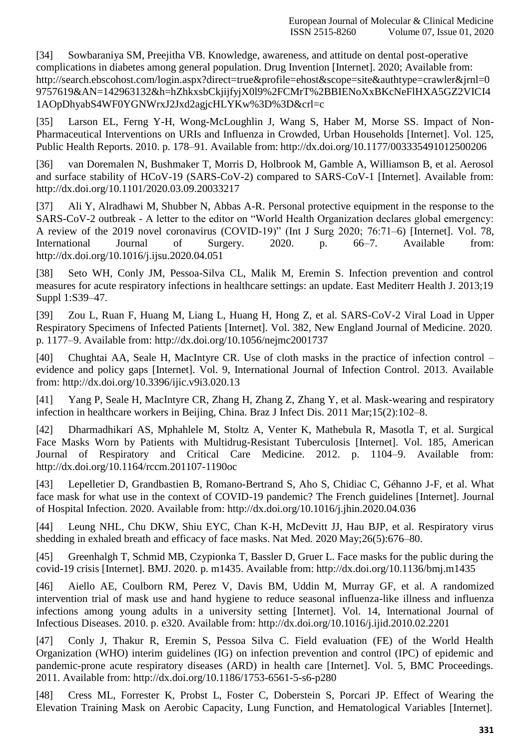[34] Sowbaraniya SM, Preejitha VB. Knowledge, awareness, and attitude on dental post-operative complications in diabetes among general population. Drug Invention [Internet]. 2020; Available from: http://search.ebscohost.com/login.aspx?direct=true&profile=ehost&scope=site&authtype=crawler&jrnl=09757619&AN=142963132&h=hZhkxsbCkjijfyjX0l9%2FCMrT%2BBIENoXxBKcNeFlHXA5GZ2VICI41AOpDhyabS4WF0YGNWrxJ2Jxd2agjcHLYKw%3D%3D&crl=c

[35] Larson EL, Ferng Y-H, Wong-McLoughlin J, Wang S, Haber M, Morse SS. Impact of Non-Pharmaceutical Interventions on URIs and Influenza in Crowded, Urban Households [Internet]. Vol. 125, Public Health Reports. 2010. p. 178–91. Available from: http://dx.doi.org/10.1177/003335491012500206

[36] van Doremalen N, Bushmaker T, Morris D, Holbrook M, Gamble A, Williamson B, et al. Aerosol and surface stability of HCoV-19 (SARS-CoV-2) compared to SARS-CoV-1 [Internet]. Available from: http://dx.doi.org/10.1101/2020.03.09.20033217

[37] Ali Y, Alradhawi M, Shubber N, Abbas A-R. Personal protective equipment in the response to the SARS-CoV-2 outbreak - A letter to the editor on "World Health Organization declares global emergency: A review of the 2019 novel coronavirus (COVID-19)" (Int J Surg 2020; 76:71–6) [Internet]. Vol. 78, International Journal of Surgery. 2020. p. 66–7. Available from: http://dx.doi.org/10.1016/j.ijsu.2020.04.051

[38] Seto WH, Conly JM, Pessoa-Silva CL, Malik M, Eremin S. Infection prevention and control measures for acute respiratory infections in healthcare settings: an update. East Mediterr Health J. 2013;19 Suppl 1:S39–47.

[39] Zou L, Ruan F, Huang M, Liang L, Huang H, Hong Z, et al. SARS-CoV-2 Viral Load in Upper Respiratory Specimens of Infected Patients [Internet]. Vol. 382, New England Journal of Medicine. 2020. p. 1177–9. Available from: http://dx.doi.org/10.1056/nejmc2001737

[40] Chughtai AA, Seale H, MacIntyre CR. Use of cloth masks in the practice of infection control – evidence and policy gaps [Internet]. Vol. 9, International Journal of Infection Control. 2013. Available from: http://dx.doi.org/10.3396/ijic.v9i3.020.13

[41] Yang P, Seale H, MacIntyre CR, Zhang H, Zhang Z, Zhang Y, et al. Mask-wearing and respiratory infection in healthcare workers in Beijing, China. Braz J Infect Dis. 2011 Mar;15(2):102–8.

[42] Dharmadhikari AS, Mphahlele M, Stoltz A, Venter K, Mathebula R, Masotla T, et al. Surgical Face Masks Worn by Patients with Multidrug-Resistant Tuberculosis [Internet]. Vol. 185, American Journal of Respiratory and Critical Care Medicine. 2012. p. 1104–9. Available from: http://dx.doi.org/10.1164/rccm.201107-1190oc

[43] Lepelletier D, Grandbastien B, Romano-Bertrand S, Aho S, Chidiac C, Géhanno J-F, et al. What face mask for what use in the context of COVID-19 pandemic? The French guidelines [Internet]. Journal of Hospital Infection. 2020. Available from: http://dx.doi.org/10.1016/j.jhin.2020.04.036

[44] Leung NHL, Chu DKW, Shiu EYC, Chan K-H, McDevitt JJ, Hau BJP, et al. Respiratory virus shedding in exhaled breath and efficacy of face masks. Nat Med. 2020 May;26(5):676–80.

[45] Greenhalgh T, Schmid MB, Czypionka T, Bassler D, Gruer L. Face masks for the public during the covid-19 crisis [Internet]. BMJ. 2020. p. m1435. Available from: http://dx.doi.org/10.1136/bmj.m1435

[46] Aiello AE, Coulborn RM, Perez V, Davis BM, Uddin M, Murray GF, et al. A randomized intervention trial of mask use and hand hygiene to reduce seasonal influenza-like illness and influenza infections among young adults in a university setting [Internet]. Vol. 14, International Journal of Infectious Diseases. 2010. p. e320. Available from: http://dx.doi.org/10.1016/j.ijid.2010.02.2201

[47] Conly J, Thakur R, Eremin S, Pessoa Silva C. Field evaluation (FE) of the World Health Organization (WHO) interim guidelines (IG) on infection prevention and control (IPC) of epidemic and pandemic-prone acute respiratory diseases (ARD) in health care [Internet]. Vol. 5, BMC Proceedings. 2011. Available from: http://dx.doi.org/10.1186/1753-6561-5-s6-p280

[48] Cress ML, Forrester K, Probst L, Foster C, Doberstein S, Porcari JP. Effect of Wearing the Elevation Training Mask on Aerobic Capacity, Lung Function, and Hematological Variables [Internet].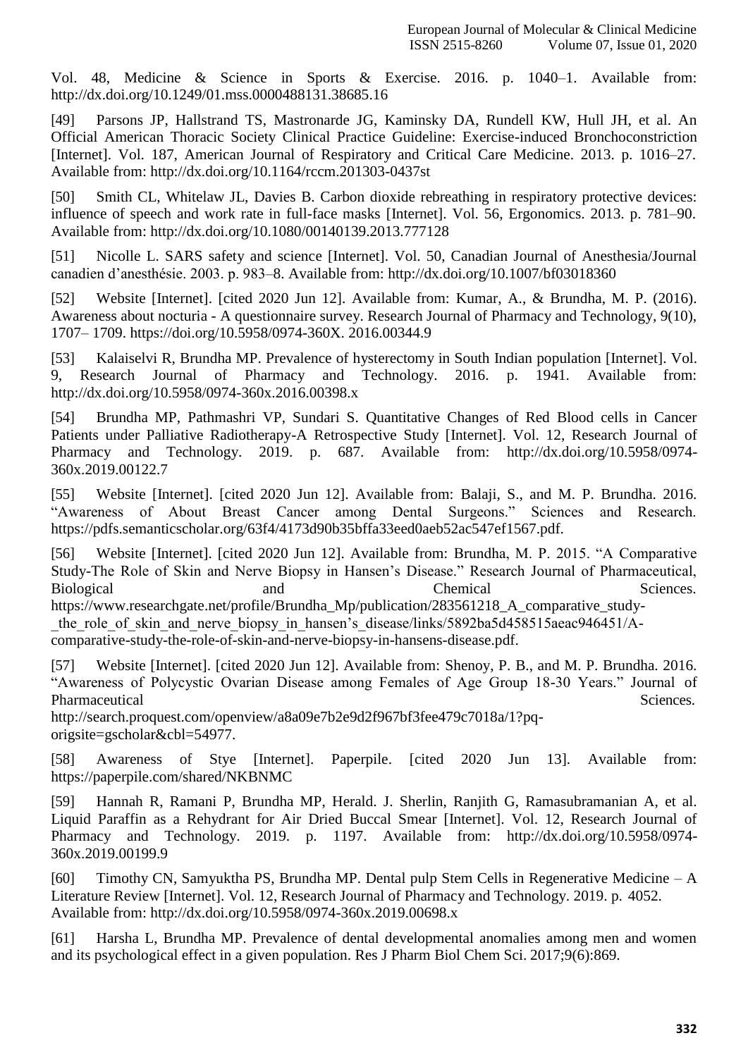Vol. 48, Medicine & Science in Sports & Exercise. 2016. p. 1040–1. Available from: http://dx.doi.org/10.1249/01.mss.0000488131.38685.16

[49] Parsons JP, Hallstrand TS, Mastronarde JG, Kaminsky DA, Rundell KW, Hull JH, et al. An Official American Thoracic Society Clinical Practice Guideline: Exercise-induced Bronchoconstriction [Internet]. Vol. 187, American Journal of Respiratory and Critical Care Medicine. 2013. p. 1016–27. Available from: http://dx.doi.org/10.1164/rccm.201303-0437st

[50] Smith CL, Whitelaw JL, Davies B. Carbon dioxide rebreathing in respiratory protective devices: influence of speech and work rate in full-face masks [Internet]. Vol. 56, Ergonomics. 2013. p. 781–90. Available from: http://dx.doi.org/10.1080/00140139.2013.777128

[51] Nicolle L. SARS safety and science [Internet]. Vol. 50, Canadian Journal of Anesthesia/Journal canadien d'anesthésie. 2003. p. 983–8. Available from: http://dx.doi.org/10.1007/bf03018360

[52] Website [Internet]. [cited 2020 Jun 12]. Available from: Kumar, A., & Brundha, M. P. (2016). Awareness about nocturia - A questionnaire survey. Research Journal of Pharmacy and Technology, 9(10), 1707– 1709. https://doi.org/10.5958/0974-360X. 2016.00344.9

[53] Kalaiselvi R, Brundha MP. Prevalence of hysterectomy in South Indian population [Internet]. Vol. 9, Research Journal of Pharmacy and Technology. 2016. p. 1941. Available from: http://dx.doi.org/10.5958/0974-360x.2016.00398.x

[54] Brundha MP, Pathmashri VP, Sundari S. Quantitative Changes of Red Blood cells in Cancer Patients under Palliative Radiotherapy-A Retrospective Study [Internet]. Vol. 12, Research Journal of Pharmacy and Technology. 2019. p. 687. Available from: http://dx.doi.org/10.5958/0974-360x.2019.00122.7

[55] Website [Internet]. [cited 2020 Jun 12]. Available from: Balaji, S., and M. P. Brundha. 2016. "Awareness of About Breast Cancer among Dental Surgeons." Sciences and Research. https://pdfs.semanticscholar.org/63f4/4173d90b35bffa33eed0aeb52ac547ef1567.pdf.

[56] Website [Internet]. [cited 2020 Jun 12]. Available from: Brundha, M. P. 2015. "A Comparative Study-The Role of Skin and Nerve Biopsy in Hansen's Disease." Research Journal of Pharmaceutical, Biological and Chemical Sciences. https://www.researchgate.net/profile/Brundha_Mp/publication/283561218_A_comparative_study-_the_role_of_skin_and_nerve_biopsy_in_hansen's_disease/links/5892ba5d458515aeac946451/A-comparative-study-the-role-of-skin-and-nerve-biopsy-in-hansens-disease.pdf.

[57] Website [Internet]. [cited 2020 Jun 12]. Available from: Shenoy, P. B., and M. P. Brundha. 2016. "Awareness of Polycystic Ovarian Disease among Females of Age Group 18-30 Years." Journal of Pharmaceutical Sciences. http://search.proquest.com/openview/a8a09e7b2e9d2f967bf3fee479c7018a/1?pq-origsite=gscholar&cbl=54977.

[58] Awareness of Stye [Internet]. Paperpile. [cited 2020 Jun 13]. Available from: https://paperpile.com/shared/NKBNMC

[59] Hannah R, Ramani P, Brundha MP, Herald. J. Sherlin, Ranjith G, Ramasubramanian A, et al. Liquid Paraffin as a Rehydrant for Air Dried Buccal Smear [Internet]. Vol. 12, Research Journal of Pharmacy and Technology. 2019. p. 1197. Available from: http://dx.doi.org/10.5958/0974-360x.2019.00199.9

[60] Timothy CN, Samyuktha PS, Brundha MP. Dental pulp Stem Cells in Regenerative Medicine – A Literature Review [Internet]. Vol. 12, Research Journal of Pharmacy and Technology. 2019. p. 4052. Available from: http://dx.doi.org/10.5958/0974-360x.2019.00698.x

[61] Harsha L, Brundha MP. Prevalence of dental developmental anomalies among men and women and its psychological effect in a given population. Res J Pharm Biol Chem Sci. 2017;9(6):869.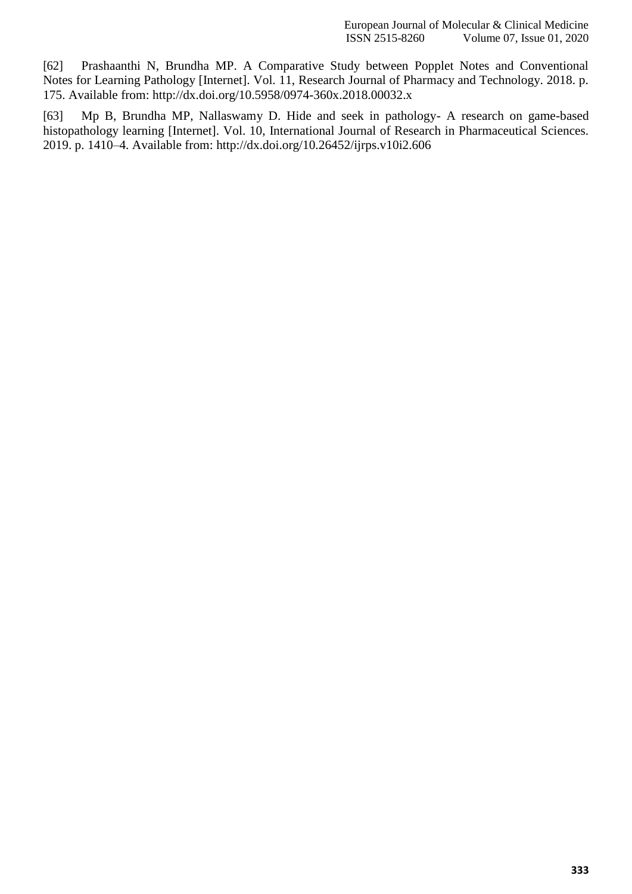[62] Prashaanthi N, Brundha MP. A Comparative Study between Popplet Notes and Conventional Notes for Learning Pathology [Internet]. Vol. 11, Research Journal of Pharmacy and Technology. 2018. p. 175. Available from: http://dx.doi.org/10.5958/0974-360x.2018.00032.x

[63] Mp B, Brundha MP, Nallaswamy D. Hide and seek in pathology- A research on game-based histopathology learning [Internet]. Vol. 10, International Journal of Research in Pharmaceutical Sciences. 2019. p. 1410–4. Available from: http://dx.doi.org/10.26452/ijrps.v10i2.606